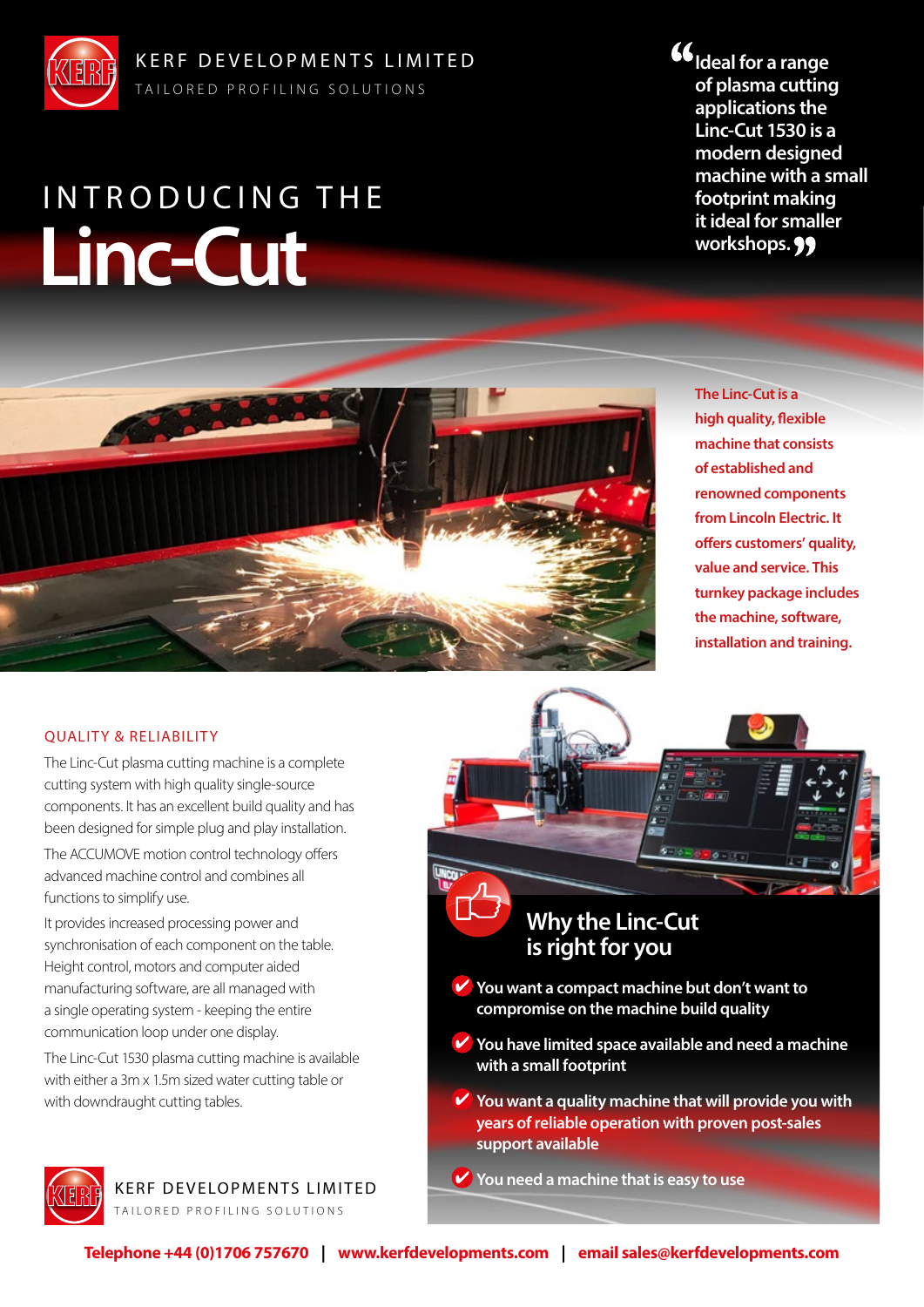KERF DEVELOPMENTS LIMITED

TAILORED PROFILING SOLUTIONS

# INTRODUCING THE Linc-Cut

> "Ideal for a range of plasma cutting applications the Linc-Cut 1530 is a modern designed machine with a small footprint making it ideal for smaller workshops."

**The Linc-Cut is a high quality, flexible machine that consists of established and renowned components from Lincoln Electric. It offers customers' quality, value and service. This turnkey package includes the machine, software, installation and training.**

## QUALITY & RELIABILITY

The Linc-Cut plasma cutting machine is a complete cutting system with high quality single-source components. It has an excellent build quality and has been designed for simple plug and play installation.

The ACCUMOVE motion control technology offers advanced machine control and combines all functions to simplify use.

It provides increased processing power and synchronisation of each component on the table. Height control, motors and computer aided manufacturing software, are all managed with a single operating system - keeping the entire communication loop under one display.

The Linc-Cut 1530 plasma cutting machine is available with either a 3m x 1.5m sized water cutting table or with downdraught cutting tables.

## Why the Linc-Cut is right for you

- You want a compact machine but don't want to compromise on the machine build quality
- You have limited space available and need a machine with a small footprint
- You want a quality machine that will provide you with years of reliable operation with proven post-sales support available
- You need a machine that is easy to use

KERF DEVELOPMENTS LIMITED

TAILORED PROFILING SOLUTIONS

**Telephone +44 (0)1706 757670 | www.kerfdevelopments.com | email sales@kerfdevelopments.com**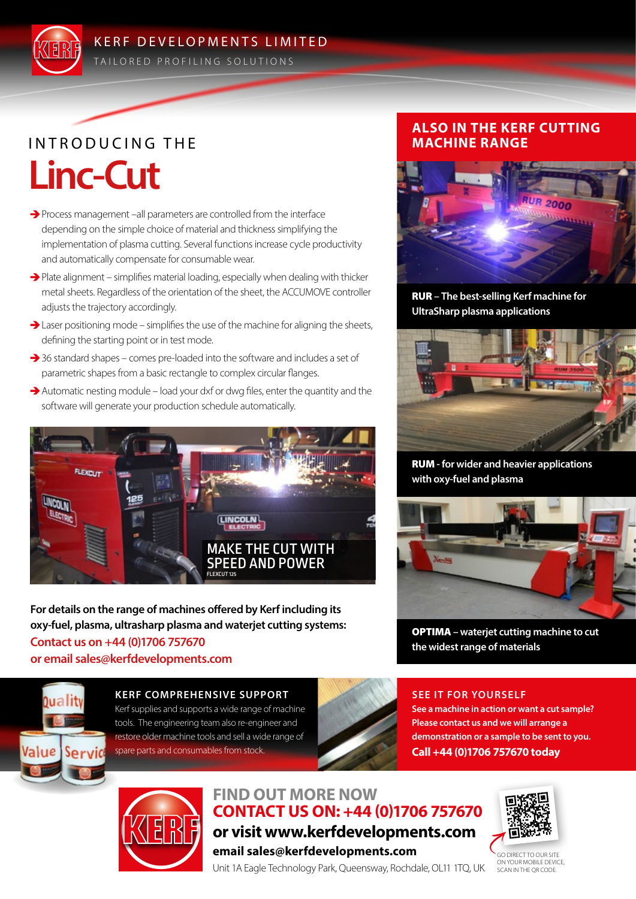KERF DEVELOPMENTS LIMITED

TAILORED PROFILING SOLUTIONS

INTRODUCING THE

# Linc-Cut

- Process management –all parameters are controlled from the interface depending on the simple choice of material and thickness simplifying the implementation of plasma cutting. Several functions increase cycle productivity and automatically compensate for consumable wear.
- Plate alignment – simplifies material loading, especially when dealing with thicker metal sheets. Regardless of the orientation of the sheet, the ACCUMOVE controller adjusts the trajectory accordingly.
- Laser positioning mode – simplifies the use of the machine for aligning the sheets, defining the starting point or in test mode.
- 36 standard shapes – comes pre-loaded into the software and includes a set of parametric shapes from a basic rectangle to complex circular flanges.
- Automatic nesting module – load your dxf or dwg files, enter the quantity and the software will generate your production schedule automatically.

MAKE THE CUT WITH SPEED AND POWER

FLEXCUT 125

**For details on the range of machines offered by Kerf including its oxy-fuel, plasma, ultrasharp plasma and waterjet cutting systems:**

**Contact us on +44 (0)1706 757670**

**or email sales@kerfdevelopments.com**

## ALSO IN THE KERF CUTTING MACHINE RANGE

**RUR** – The best-selling Kerf machine for UltraSharp plasma applications

**RUM** - for wider and heavier applications with oxy-fuel and plasma

**OPTIMA** – waterjet cutting machine to cut the widest range of materials

## KERF COMPREHENSIVE SUPPORT

Kerf supplies and supports a wide range of machine tools. The engineering team also re-engineer and restore older machine tools and sell a wide range of spare parts and consumables from stock.

## SEE IT FOR YOURSELF

**See a machine in action or want a cut sample? Please contact us and we will arrange a demonstration or a sample to be sent to you.**

**Call +44 (0)1706 757670 today**

## FIND OUT MORE NOW

## CONTACT US ON: +44 (0)1706 757670

**or visit www.kerfdevelopments.com**

**email sales@kerfdevelopments.com**

Unit 1A Eagle Technology Park, Queensway, Rochdale, OL11 1TQ, UK

GO DIRECT TO OUR SITE ON YOUR MOBILE DEVICE, SCAN IN THE QR CODE.